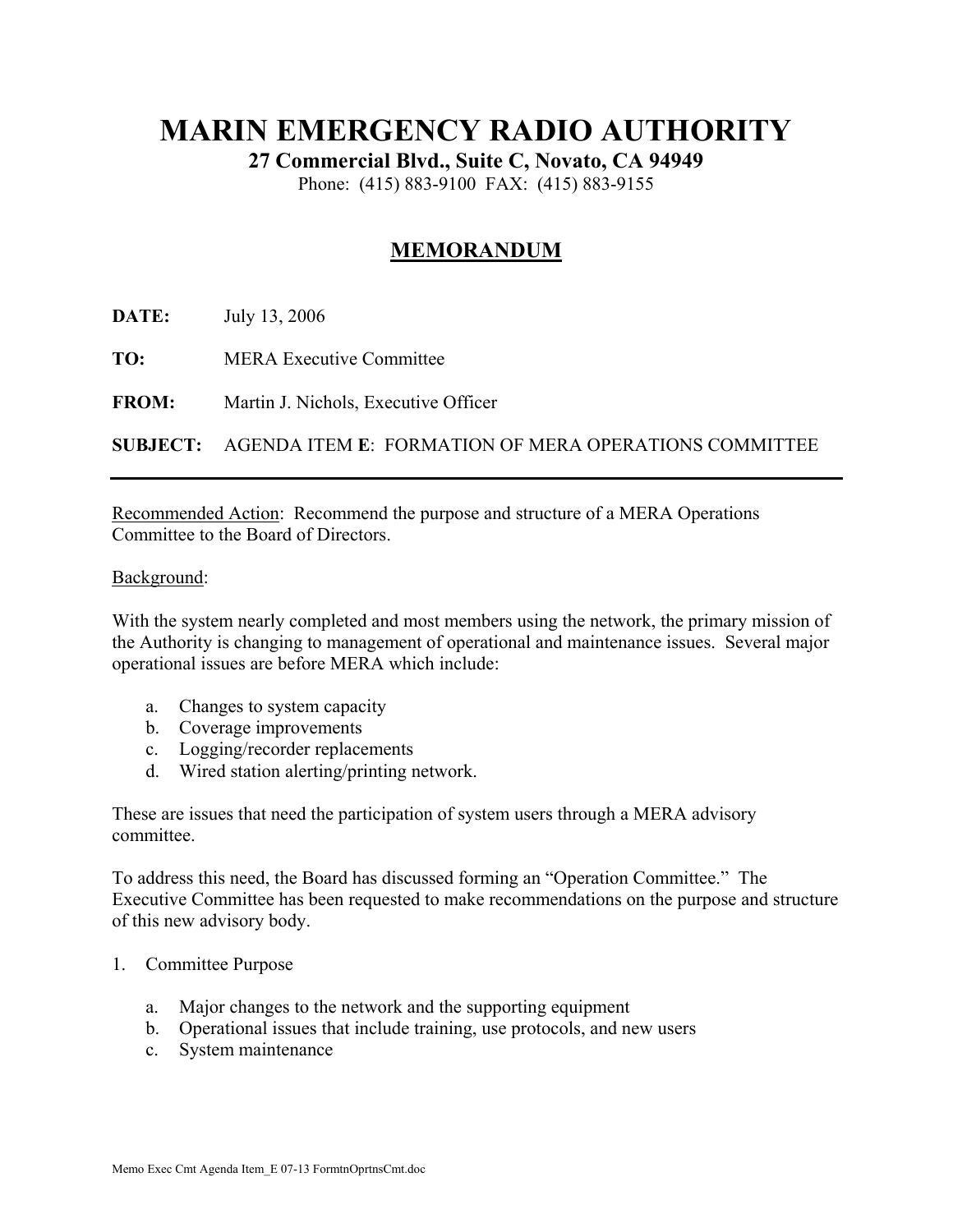# MARIN EMERGENCY RADIO AUTHORITY

**27 Commercial Blvd., Suite C, Novato, CA 94949**

Phone: (415) 883-9100 FAX: (415) 883-9155

## MEMORANDUM

**DATE:** July 13, 2006

**TO:** MERA Executive Committee

**FROM:** Martin J. Nichols, Executive Officer

**SUBJECT:** AGENDA ITEM **E**: FORMATION OF MERA OPERATIONS COMMITTEE

---

Recommended Action: Recommend the purpose and structure of a MERA Operations Committee to the Board of Directors.

Background:

With the system nearly completed and most members using the network, the primary mission of the Authority is changing to management of operational and maintenance issues. Several major operational issues are before MERA which include:

a. Changes to system capacity
b. Coverage improvements
c. Logging/recorder replacements
d. Wired station alerting/printing network.

These are issues that need the participation of system users through a MERA advisory committee.

To address this need, the Board has discussed forming an "Operation Committee." The Executive Committee has been requested to make recommendations on the purpose and structure of this new advisory body.

1. Committee Purpose

   a. Major changes to the network and the supporting equipment
   b. Operational issues that include training, use protocols, and new users
   c. System maintenance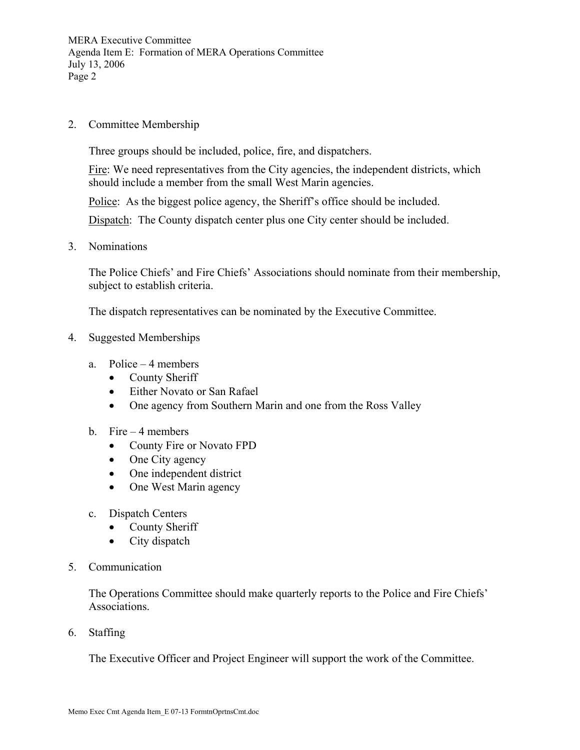2. Committee Membership

   Three groups should be included, police, fire, and dispatchers.

   Fire: We need representatives from the City agencies, the independent districts, which should include a member from the small West Marin agencies.

   Police: As the biggest police agency, the Sheriff's office should be included.

   Dispatch: The County dispatch center plus one City center should be included.

3. Nominations

   The Police Chiefs' and Fire Chiefs' Associations should nominate from their membership, subject to establish criteria.

   The dispatch representatives can be nominated by the Executive Committee.

4. Suggested Memberships

   a. Police – 4 members
      - County Sheriff
      - Either Novato or San Rafael
      - One agency from Southern Marin and one from the Ross Valley

   b. Fire – 4 members
      - County Fire or Novato FPD
      - One City agency
      - One independent district
      - One West Marin agency

   c. Dispatch Centers
      - County Sheriff
      - City dispatch

5. Communication

   The Operations Committee should make quarterly reports to the Police and Fire Chiefs' Associations.

6. Staffing

   The Executive Officer and Project Engineer will support the work of the Committee.